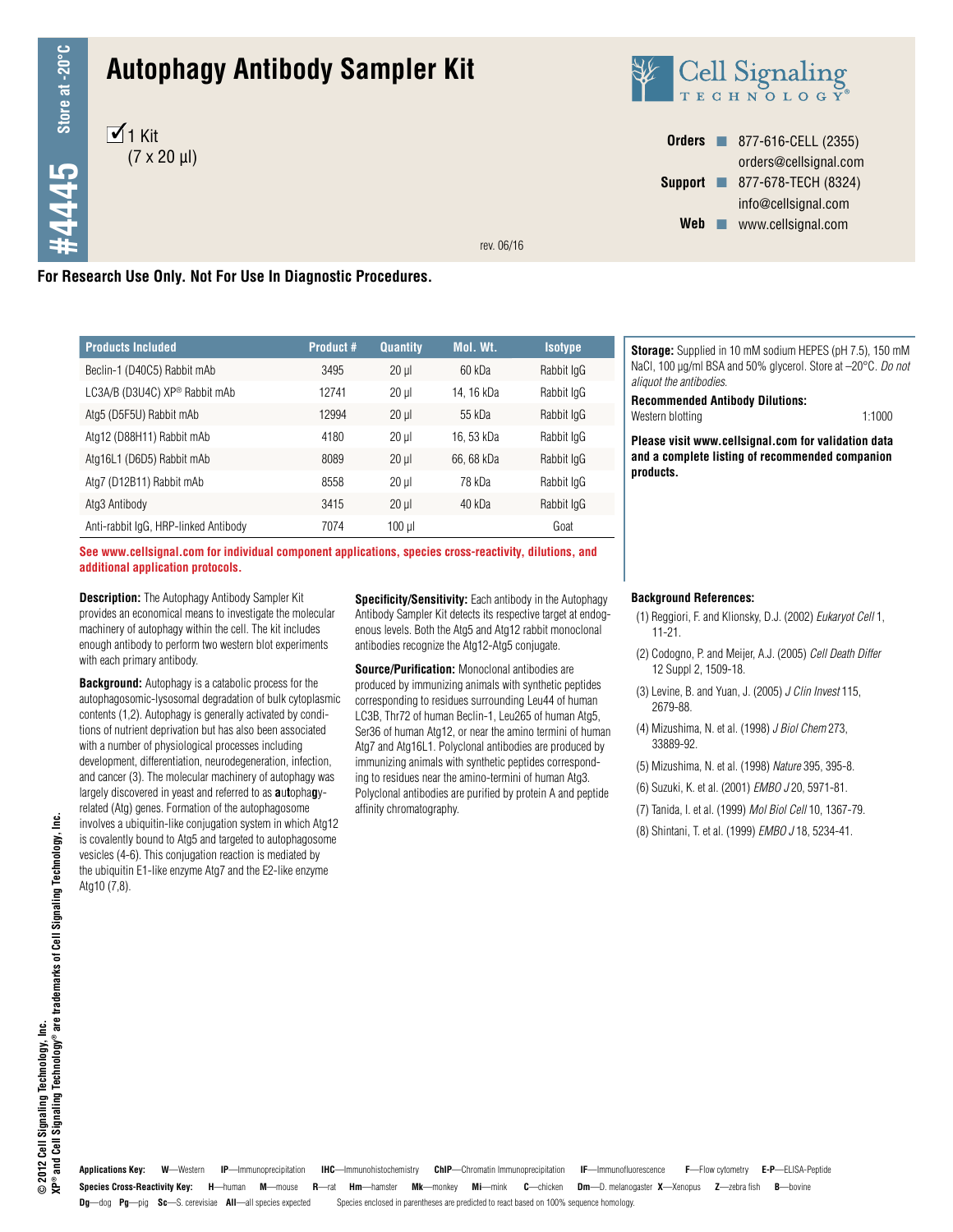# Autophagy Antibody Sampler Kit

#4445 Store at -20°C

☑ 1 Kit
(7 x 20 µl)

**Cell Signaling TECHNOLOGY®**

**Orders** ■ 877-616-CELL (2355)
orders@cellsignal.com
**Support** ■ 877-678-TECH (8324)
info@cellsignal.com
**Web** ■ www.cellsignal.com

rev. 06/16

**For Research Use Only. Not For Use In Diagnostic Procedures.**

| Products Included | Product # | Quantity | Mol. Wt. | Isotype |
|---|---|---|---|---|
| Beclin-1 (D40C5) Rabbit mAb | 3495 | 20 µl | 60 kDa | Rabbit IgG |
| LC3A/B (D3U4C) XP® Rabbit mAb | 12741 | 20 µl | 14, 16 kDa | Rabbit IgG |
| Atg5 (D5F5U) Rabbit mAb | 12994 | 20 µl | 55 kDa | Rabbit IgG |
| Atg12 (D88H11) Rabbit mAb | 4180 | 20 µl | 16, 53 kDa | Rabbit IgG |
| Atg16L1 (D6D5) Rabbit mAb | 8089 | 20 µl | 66, 68 kDa | Rabbit IgG |
| Atg7 (D12B11) Rabbit mAb | 8558 | 20 µl | 78 kDa | Rabbit IgG |
| Atg3 Antibody | 3415 | 20 µl | 40 kDa | Rabbit IgG |
| Anti-rabbit IgG, HRP-linked Antibody | 7074 | 100 µl | | Goat |

**See www.cellsignal.com for individual component applications, species cross-reactivity, dilutions, and additional application protocols.**

**Storage:** Supplied in 10 mM sodium HEPES (pH 7.5), 150 mM NaCl, 100 µg/ml BSA and 50% glycerol. Store at –20°C. *Do not aliquot the antibodies.*

**Recommended Antibody Dilutions:**
Western blotting 1:1000

**Please visit www.cellsignal.com for validation data and a complete listing of recommended companion products.**

**Description:** The Autophagy Antibody Sampler Kit provides an economical means to investigate the molecular machinery of autophagy within the cell. The kit includes enough antibody to perform two western blot experiments with each primary antibody.

**Background:** Autophagy is a catabolic process for the autophagosomic-lysosomal degradation of bulk cytoplasmic contents (1,2). Autophagy is generally activated by conditions of nutrient deprivation but has also been associated with a number of physiological processes including development, differentiation, neurodegeneration, infection, and cancer (3). The molecular machinery of autophagy was largely discovered in yeast and referred to as **a**u**t**opha**g**y-related (Atg) genes. Formation of the autophagosome involves a ubiquitin-like conjugation system in which Atg12 is covalently bound to Atg5 and targeted to autophagosome vesicles (4-6). This conjugation reaction is mediated by the ubiquitin E1-like enzyme Atg7 and the E2-like enzyme Atg10 (7,8).

**Specificity/Sensitivity:** Each antibody in the Autophagy Antibody Sampler Kit detects its respective target at endogenous levels. Both the Atg5 and Atg12 rabbit monoclonal antibodies recognize the Atg12-Atg5 conjugate.

**Source/Purification:** Monoclonal antibodies are produced by immunizing animals with synthetic peptides corresponding to residues surrounding Leu44 of human LC3B, Thr72 of human Beclin-1, Leu265 of human Atg5, Ser36 of human Atg12, or near the amino termini of human Atg7 and Atg16L1. Polyclonal antibodies are produced by immunizing animals with synthetic peptides corresponding to residues near the amino-termini of human Atg3. Polyclonal antibodies are purified by protein A and peptide affinity chromatography.

**Background References:**

(1) Reggiori, F. and Klionsky, D.J. (2002) *Eukaryot Cell* 1, 11-21.

(2) Codogno, P. and Meijer, A.J. (2005) *Cell Death Differ* 12 Suppl 2, 1509-18.

(3) Levine, B. and Yuan, J. (2005) *J Clin Invest* 115, 2679-88.

(4) Mizushima, N. et al. (1998) *J Biol Chem* 273, 33889-92.

(5) Mizushima, N. et al. (1998) *Nature* 395, 395-8.

(6) Suzuki, K. et al. (2001) *EMBO J* 20, 5971-81.

(7) Tanida, I. et al. (1999) *Mol Biol Cell* 10, 1367-79.

(8) Shintani, T. et al. (1999) *EMBO J* 18, 5234-41.

© 2012 Cell Signaling Technology, Inc.
XP® and Cell Signaling Technology® are trademarks of Cell Signaling Technology, Inc.

**Applications Key:** **W**—Western **IP**—Immunoprecipitation **IHC**—Immunohistochemistry **ChIP**—Chromatin Immunoprecipitation **IF**—Immunofluorescence **F**—Flow cytometry **E-P**—ELISA-Peptide

**Species Cross-Reactivity Key:** **H**—human **M**—mouse **R**—rat **Hm**—hamster **Mk**—monkey **Mi**—mink **C**—chicken **Dm**—D. melanogaster **X**—Xenopus **Z**—zebra fish **B**—bovine **Dg**—dog **Pg**—pig **Sc**—S. cerevisiae **All**—all species expected Species enclosed in parentheses are predicted to react based on 100% sequence homology.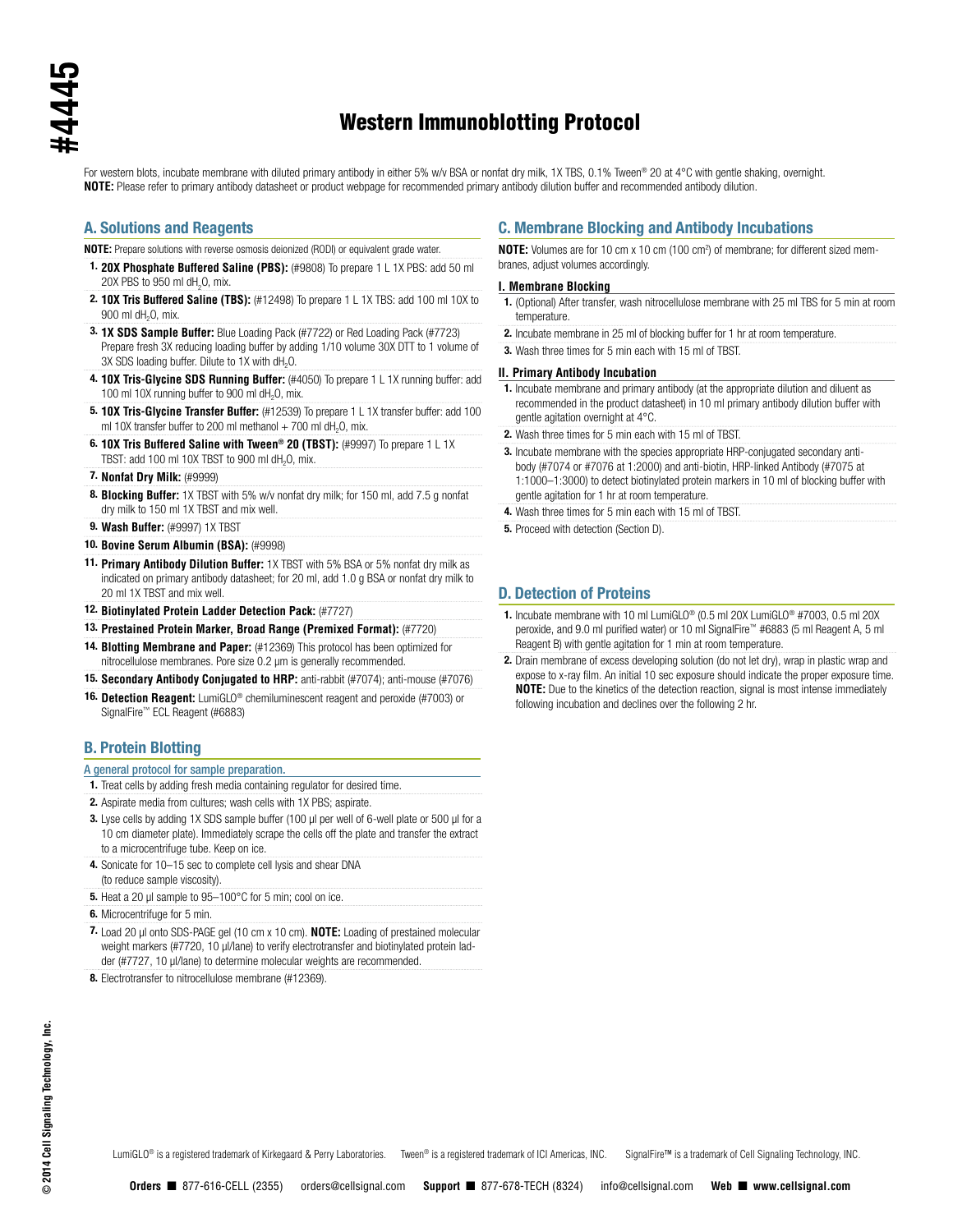# Western Immunoblotting Protocol

For western blots, incubate membrane with diluted primary antibody in either 5% w/v BSA or nonfat dry milk, 1X TBS, 0.1% Tween® 20 at 4°C with gentle shaking, overnight.
**NOTE:** Please refer to primary antibody datasheet or product webpage for recommended primary antibody dilution buffer and recommended antibody dilution.

## A. Solutions and Reagents

**NOTE:** Prepare solutions with reverse osmosis deionized (RODI) or equivalent grade water.

1. **20X Phosphate Buffered Saline (PBS):** (#9808) To prepare 1 L 1X PBS: add 50 ml 20X PBS to 950 ml $dH_2O$, mix.
2. **10X Tris Buffered Saline (TBS):** (#12498) To prepare 1 L 1X TBS: add 100 ml 10X to 900 ml $dH_2O$, mix.
3. **1X SDS Sample Buffer:** Blue Loading Pack (#7722) or Red Loading Pack (#7723) Prepare fresh 3X reducing loading buffer by adding 1/10 volume 30X DTT to 1 volume of 3X SDS loading buffer. Dilute to 1X with $dH_2O$.
4. **10X Tris-Glycine SDS Running Buffer:** (#4050) To prepare 1 L 1X running buffer: add 100 ml 10X running buffer to 900 ml $dH_2O$, mix.
5. **10X Tris-Glycine Transfer Buffer:** (#12539) To prepare 1 L 1X transfer buffer: add 100 ml 10X transfer buffer to 200 ml methanol + 700 ml $dH_2O$, mix.
6. **10X Tris Buffered Saline with Tween® 20 (TBST):** (#9997) To prepare 1 L 1X TBST: add 100 ml 10X TBST to 900 ml $dH_2O$, mix.
7. **Nonfat Dry Milk:** (#9999)
8. **Blocking Buffer:** 1X TBST with 5% w/v nonfat dry milk; for 150 ml, add 7.5 g nonfat dry milk to 150 ml 1X TBST and mix well.
9. **Wash Buffer:** (#9997) 1X TBST
10. **Bovine Serum Albumin (BSA):** (#9998)
11. **Primary Antibody Dilution Buffer:** 1X TBST with 5% BSA or 5% nonfat dry milk as indicated on primary antibody datasheet; for 20 ml, add 1.0 g BSA or nonfat dry milk to 20 ml 1X TBST and mix well.
12. **Biotinylated Protein Ladder Detection Pack:** (#7727)
13. **Prestained Protein Marker, Broad Range (Premixed Format):** (#7720)
14. **Blotting Membrane and Paper:** (#12369) This protocol has been optimized for nitrocellulose membranes. Pore size 0.2 µm is generally recommended.
15. **Secondary Antibody Conjugated to HRP:** anti-rabbit (#7074); anti-mouse (#7076)
16. **Detection Reagent:** LumiGLO® chemiluminescent reagent and peroxide (#7003) or SignalFire™ ECL Reagent (#6883)

## B. Protein Blotting

A general protocol for sample preparation.

1. Treat cells by adding fresh media containing regulator for desired time.
2. Aspirate media from cultures; wash cells with 1X PBS; aspirate.
3. Lyse cells by adding 1X SDS sample buffer (100 µl per well of 6-well plate or 500 µl for a 10 cm diameter plate). Immediately scrape the cells off the plate and transfer the extract to a microcentrifuge tube. Keep on ice.
4. Sonicate for 10–15 sec to complete cell lysis and shear DNA (to reduce sample viscosity).
5. Heat a 20 µl sample to 95–100°C for 5 min; cool on ice.
6. Microcentrifuge for 5 min.
7. Load 20 µl onto SDS-PAGE gel (10 cm x 10 cm). **NOTE:** Loading of prestained molecular weight markers (#7720, 10 µl/lane) to verify electrotransfer and biotinylated protein ladder (#7727, 10 µl/lane) to determine molecular weights are recommended.
8. Electrotransfer to nitrocellulose membrane (#12369).

## C. Membrane Blocking and Antibody Incubations

**NOTE:** Volumes are for 10 cm x 10 cm (100 cm²) of membrane; for different sized membranes, adjust volumes accordingly.

### I. Membrane Blocking

1. (Optional) After transfer, wash nitrocellulose membrane with 25 ml TBS for 5 min at room temperature.
2. Incubate membrane in 25 ml of blocking buffer for 1 hr at room temperature.
3. Wash three times for 5 min each with 15 ml of TBST.

### II. Primary Antibody Incubation

1. Incubate membrane and primary antibody (at the appropriate dilution and diluent as recommended in the product datasheet) in 10 ml primary antibody dilution buffer with gentle agitation overnight at 4°C.
2. Wash three times for 5 min each with 15 ml of TBST.
3. Incubate membrane with the species appropriate HRP-conjugated secondary antibody (#7074 or #7076 at 1:2000) and anti-biotin, HRP-linked Antibody (#7075 at 1:1000–1:3000) to detect biotinylated protein markers in 10 ml of blocking buffer with gentle agitation for 1 hr at room temperature.
4. Wash three times for 5 min each with 15 ml of TBST.
5. Proceed with detection (Section D).

## D. Detection of Proteins

1. Incubate membrane with 10 ml LumiGLO® (0.5 ml 20X LumiGLO® #7003, 0.5 ml 20X peroxide, and 9.0 ml purified water) or 10 ml SignalFire™ #6883 (5 ml Reagent A, 5 ml Reagent B) with gentle agitation for 1 min at room temperature.
2. Drain membrane of excess developing solution (do not let dry), wrap in plastic wrap and expose to x-ray film. An initial 10 sec exposure should indicate the proper exposure time. **NOTE:** Due to the kinetics of the detection reaction, signal is most intense immediately following incubation and declines over the following 2 hr.

LumiGLO® is a registered trademark of Kirkegaard & Perry Laboratories. Tween® is a registered trademark of ICI Americas, INC. SignalFire™ is a trademark of Cell Signaling Technology, INC.